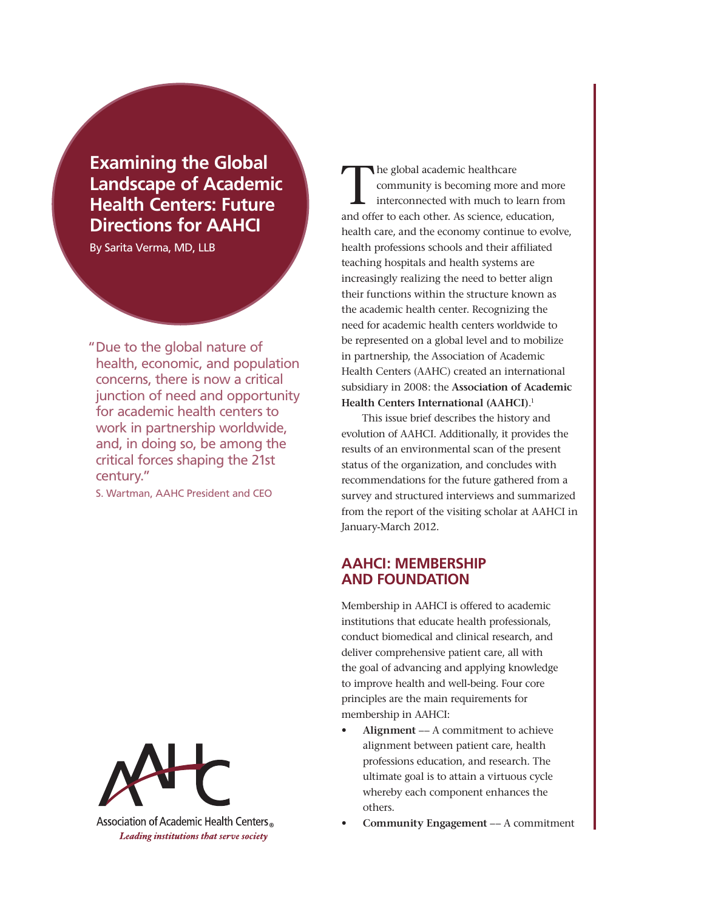# Examining the Global Landscape of Academic Health Centers: Future Directions for AAHCI

By Sarita Verma, MD, LLB

"Due to the global nature of health, economic, and population concerns, there is now a critical junction of need and opportunity for academic health centers to work in partnership worldwide, and, in doing so, be among the critical forces shaping the 21st century."

S. Wartman, AAHC President and CEO

The global academic healthcare community is becoming more and more interconnected with much to learn from and offer to each other. As science, education, health care, and the economy continue to evolve, health professions schools and their affiliated teaching hospitals and health systems are increasingly realizing the need to better align their functions within the structure known as the academic health center. Recognizing the need for academic health centers worldwide to be represented on a global level and to mobilize in partnership, the Association of Academic Health Centers (AAHC) created an international subsidiary in 2008: the **Association of Academic Health Centers International (AAHCI)**.[1]

This issue brief describes the history and evolution of AAHCI. Additionally, it provides the results of an environmental scan of the present status of the organization, and concludes with recommendations for the future gathered from a survey and structured interviews and summarized from the report of the visiting scholar at AAHCI in January-March 2012.

## AAHCI: MEMBERSHIP AND FOUNDATION

Membership in AAHCI is offered to academic institutions that educate health professionals, conduct biomedical and clinical research, and deliver comprehensive patient care, all with the goal of advancing and applying knowledge to improve health and well-being. Four core principles are the main requirements for membership in AAHCI:

- **Alignment** –– A commitment to achieve alignment between patient care, health professions education, and research. The ultimate goal is to attain a virtuous cycle whereby each component enhances the others.
- **Community Engagement** –– A commitment

Association of Academic Health Centers®
*Leading institutions that serve society*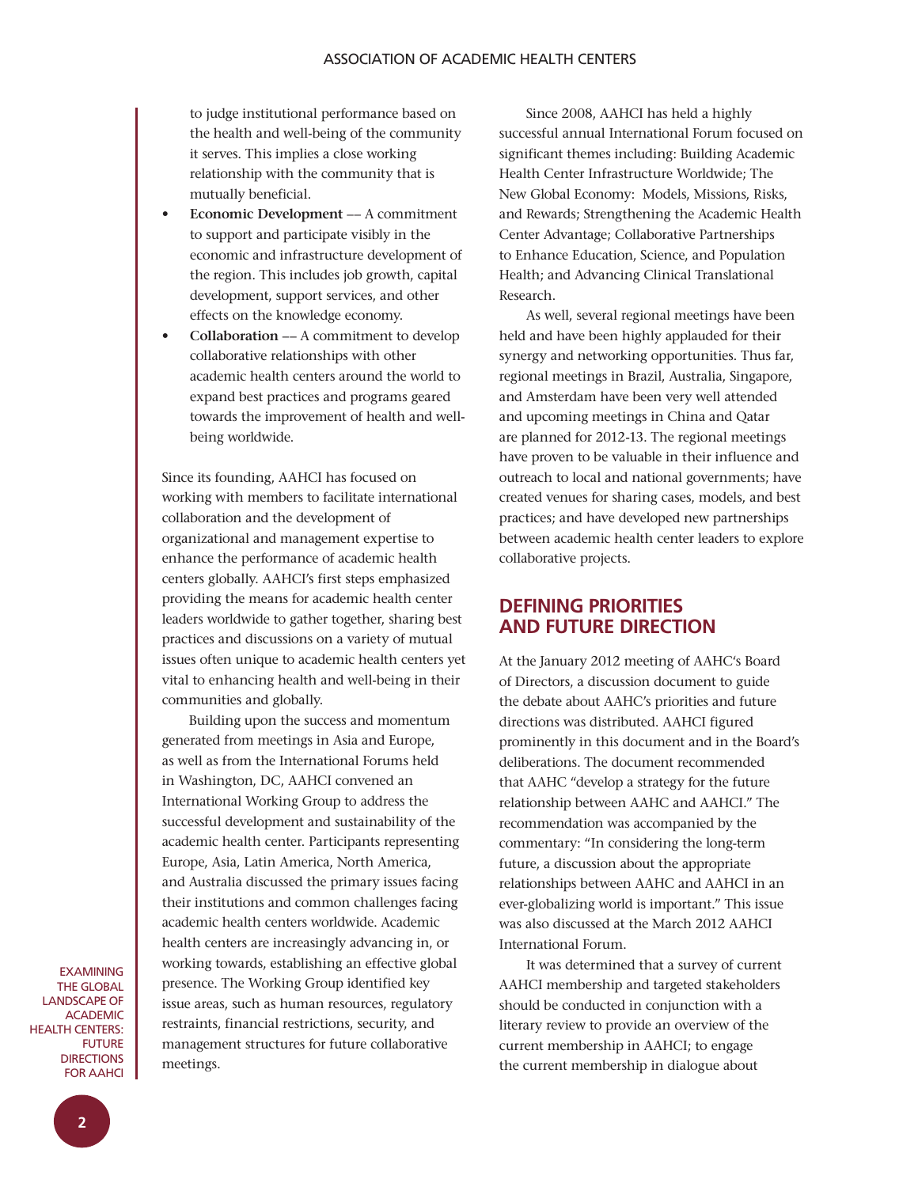to judge institutional performance based on the health and well-being of the community it serves. This implies a close working relationship with the community that is mutually beneficial.

- **Economic Development** –– A commitment to support and participate visibly in the economic and infrastructure development of the region. This includes job growth, capital development, support services, and other effects on the knowledge economy.
- **Collaboration** –– A commitment to develop collaborative relationships with other academic health centers around the world to expand best practices and programs geared towards the improvement of health and well-being worldwide.

Since its founding, AAHCI has focused on working with members to facilitate international collaboration and the development of organizational and management expertise to enhance the performance of academic health centers globally. AAHCI's first steps emphasized providing the means for academic health center leaders worldwide to gather together, sharing best practices and discussions on a variety of mutual issues often unique to academic health centers yet vital to enhancing health and well-being in their communities and globally.

Building upon the success and momentum generated from meetings in Asia and Europe, as well as from the International Forums held in Washington, DC, AAHCI convened an International Working Group to address the successful development and sustainability of the academic health center. Participants representing Europe, Asia, Latin America, North America, and Australia discussed the primary issues facing their institutions and common challenges facing academic health centers worldwide. Academic health centers are increasingly advancing in, or working towards, establishing an effective global presence. The Working Group identified key issue areas, such as human resources, regulatory restraints, financial restrictions, security, and management structures for future collaborative meetings.

Since 2008, AAHCI has held a highly successful annual International Forum focused on significant themes including: Building Academic Health Center Infrastructure Worldwide; The New Global Economy: Models, Missions, Risks, and Rewards; Strengthening the Academic Health Center Advantage; Collaborative Partnerships to Enhance Education, Science, and Population Health; and Advancing Clinical Translational Research.

As well, several regional meetings have been held and have been highly applauded for their synergy and networking opportunities. Thus far, regional meetings in Brazil, Australia, Singapore, and Amsterdam have been very well attended and upcoming meetings in China and Qatar are planned for 2012-13. The regional meetings have proven to be valuable in their influence and outreach to local and national governments; have created venues for sharing cases, models, and best practices; and have developed new partnerships between academic health center leaders to explore collaborative projects.

## DEFINING PRIORITIES AND FUTURE DIRECTION

At the January 2012 meeting of AAHC's Board of Directors, a discussion document to guide the debate about AAHC's priorities and future directions was distributed. AAHCI figured prominently in this document and in the Board's deliberations. The document recommended that AAHC "develop a strategy for the future relationship between AAHC and AAHCI." The recommendation was accompanied by the commentary: "In considering the long-term future, a discussion about the appropriate relationships between AAHC and AAHCI in an ever-globalizing world is important." This issue was also discussed at the March 2012 AAHCI International Forum.

It was determined that a survey of current AAHCI membership and targeted stakeholders should be conducted in conjunction with a literary review to provide an overview of the current membership in AAHCI; to engage the current membership in dialogue about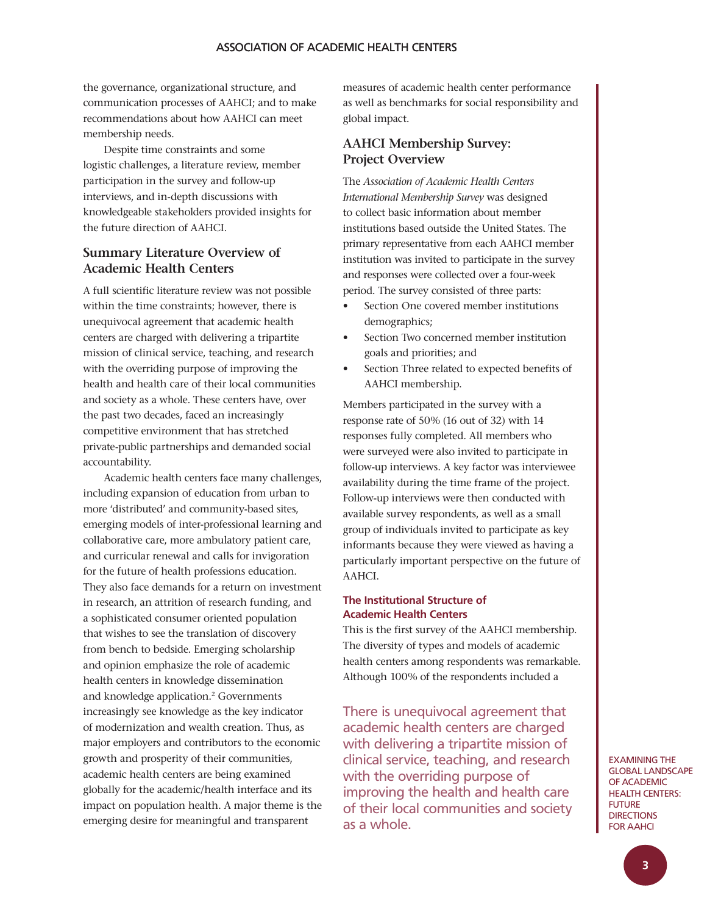the governance, organizational structure, and communication processes of AAHCI; and to make recommendations about how AAHCI can meet membership needs.

Despite time constraints and some logistic challenges, a literature review, member participation in the survey and follow-up interviews, and in-depth discussions with knowledgeable stakeholders provided insights for the future direction of AAHCI.

## Summary Literature Overview of Academic Health Centers

A full scientific literature review was not possible within the time constraints; however, there is unequivocal agreement that academic health centers are charged with delivering a tripartite mission of clinical service, teaching, and research with the overriding purpose of improving the health and health care of their local communities and society as a whole. These centers have, over the past two decades, faced an increasingly competitive environment that has stretched private-public partnerships and demanded social accountability.

Academic health centers face many challenges, including expansion of education from urban to more 'distributed' and community-based sites, emerging models of inter-professional learning and collaborative care, more ambulatory patient care, and curricular renewal and calls for invigoration for the future of health professions education. They also face demands for a return on investment in research, an attrition of research funding, and a sophisticated consumer oriented population that wishes to see the translation of discovery from bench to bedside. Emerging scholarship and opinion emphasize the role of academic health centers in knowledge dissemination and knowledge application.[2] Governments increasingly see knowledge as the key indicator of modernization and wealth creation. Thus, as major employers and contributors to the economic growth and prosperity of their communities, academic health centers are being examined globally for the academic/health interface and its impact on population health. A major theme is the emerging desire for meaningful and transparent measures of academic health center performance as well as benchmarks for social responsibility and global impact.

## AAHCI Membership Survey: Project Overview

The *Association of Academic Health Centers International Membership Survey* was designed to collect basic information about member institutions based outside the United States. The primary representative from each AAHCI member institution was invited to participate in the survey and responses were collected over a four-week period. The survey consisted of three parts:

- Section One covered member institutions demographics;
- Section Two concerned member institution goals and priorities; and
- Section Three related to expected benefits of AAHCI membership.

Members participated in the survey with a response rate of 50% (16 out of 32) with 14 responses fully completed. All members who were surveyed were also invited to participate in follow-up interviews. A key factor was interviewee availability during the time frame of the project. Follow-up interviews were then conducted with available survey respondents, as well as a small group of individuals invited to participate as key informants because they were viewed as having a particularly important perspective on the future of AAHCI.

### The Institutional Structure of Academic Health Centers

This is the first survey of the AAHCI membership. The diversity of types and models of academic health centers among respondents was remarkable. Although 100% of the respondents included a

> There is unequivocal agreement that academic health centers are charged with delivering a tripartite mission of clinical service, teaching, and research with the overriding purpose of improving the health and health care of their local communities and society as a whole.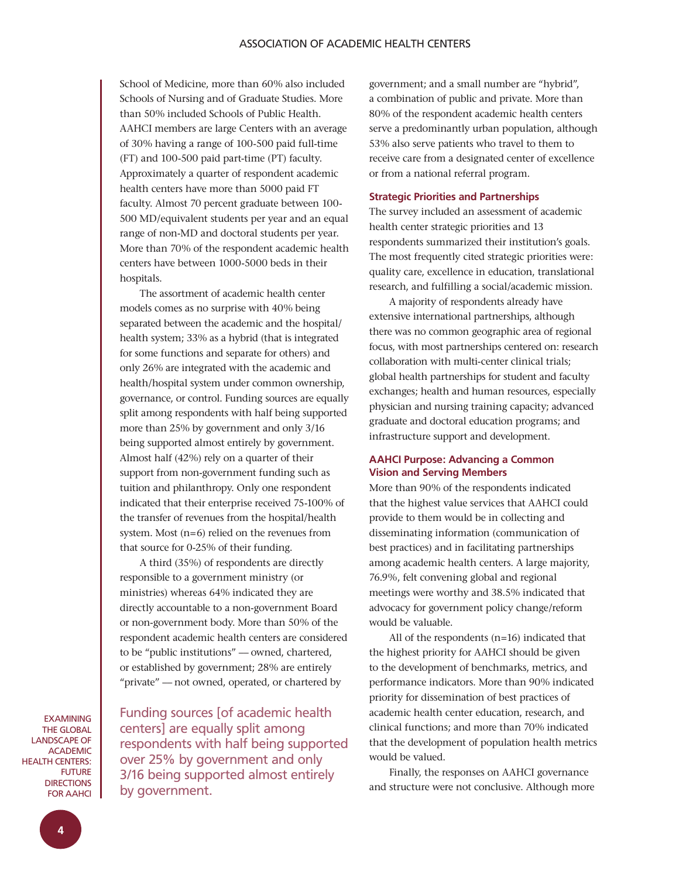School of Medicine, more than 60% also included Schools of Nursing and of Graduate Studies. More than 50% included Schools of Public Health. AAHCI members are large Centers with an average of 30% having a range of 100-500 paid full-time (FT) and 100-500 paid part-time (PT) faculty. Approximately a quarter of respondent academic health centers have more than 5000 paid FT faculty. Almost 70 percent graduate between 100-500 MD/equivalent students per year and an equal range of non-MD and doctoral students per year. More than 70% of the respondent academic health centers have between 1000-5000 beds in their hospitals.

The assortment of academic health center models comes as no surprise with 40% being separated between the academic and the hospital/health system; 33% as a hybrid (that is integrated for some functions and separate for others) and only 26% are integrated with the academic and health/hospital system under common ownership, governance, or control. Funding sources are equally split among respondents with half being supported more than 25% by government and only 3/16 being supported almost entirely by government. Almost half (42%) rely on a quarter of their support from non-government funding such as tuition and philanthropy. Only one respondent indicated that their enterprise received 75-100% of the transfer of revenues from the hospital/health system. Most (n=6) relied on the revenues from that source for 0-25% of their funding.

A third (35%) of respondents are directly responsible to a government ministry (or ministries) whereas 64% indicated they are directly accountable to a non-government Board or non-government body. More than 50% of the respondent academic health centers are considered to be "public institutions" — owned, chartered, or established by government; 28% are entirely "private" — not owned, operated, or chartered by government; and a small number are "hybrid", a combination of public and private. More than 80% of the respondent academic health centers serve a predominantly urban population, although 53% also serve patients who travel to them to receive care from a designated center of excellence or from a national referral program.

> Funding sources [of academic health centers] are equally split among respondents with half being supported over 25% by government and only 3/16 being supported almost entirely by government.

### Strategic Priorities and Partnerships

The survey included an assessment of academic health center strategic priorities and 13 respondents summarized their institution's goals. The most frequently cited strategic priorities were: quality care, excellence in education, translational research, and fulfilling a social/academic mission.

A majority of respondents already have extensive international partnerships, although there was no common geographic area of regional focus, with most partnerships centered on: research collaboration with multi-center clinical trials; global health partnerships for student and faculty exchanges; health and human resources, especially physician and nursing training capacity; advanced graduate and doctoral education programs; and infrastructure support and development.

### AAHCI Purpose: Advancing a Common Vision and Serving Members

More than 90% of the respondents indicated that the highest value services that AAHCI could provide to them would be in collecting and disseminating information (communication of best practices) and in facilitating partnerships among academic health centers. A large majority, 76.9%, felt convening global and regional meetings were worthy and 38.5% indicated that advocacy for government policy change/reform would be valuable.

All of the respondents (n=16) indicated that the highest priority for AAHCI should be given to the development of benchmarks, metrics, and performance indicators. More than 90% indicated priority for dissemination of best practices of academic health center education, research, and clinical functions; and more than 70% indicated that the development of population health metrics would be valued.

Finally, the responses on AAHCI governance and structure were not conclusive. Although more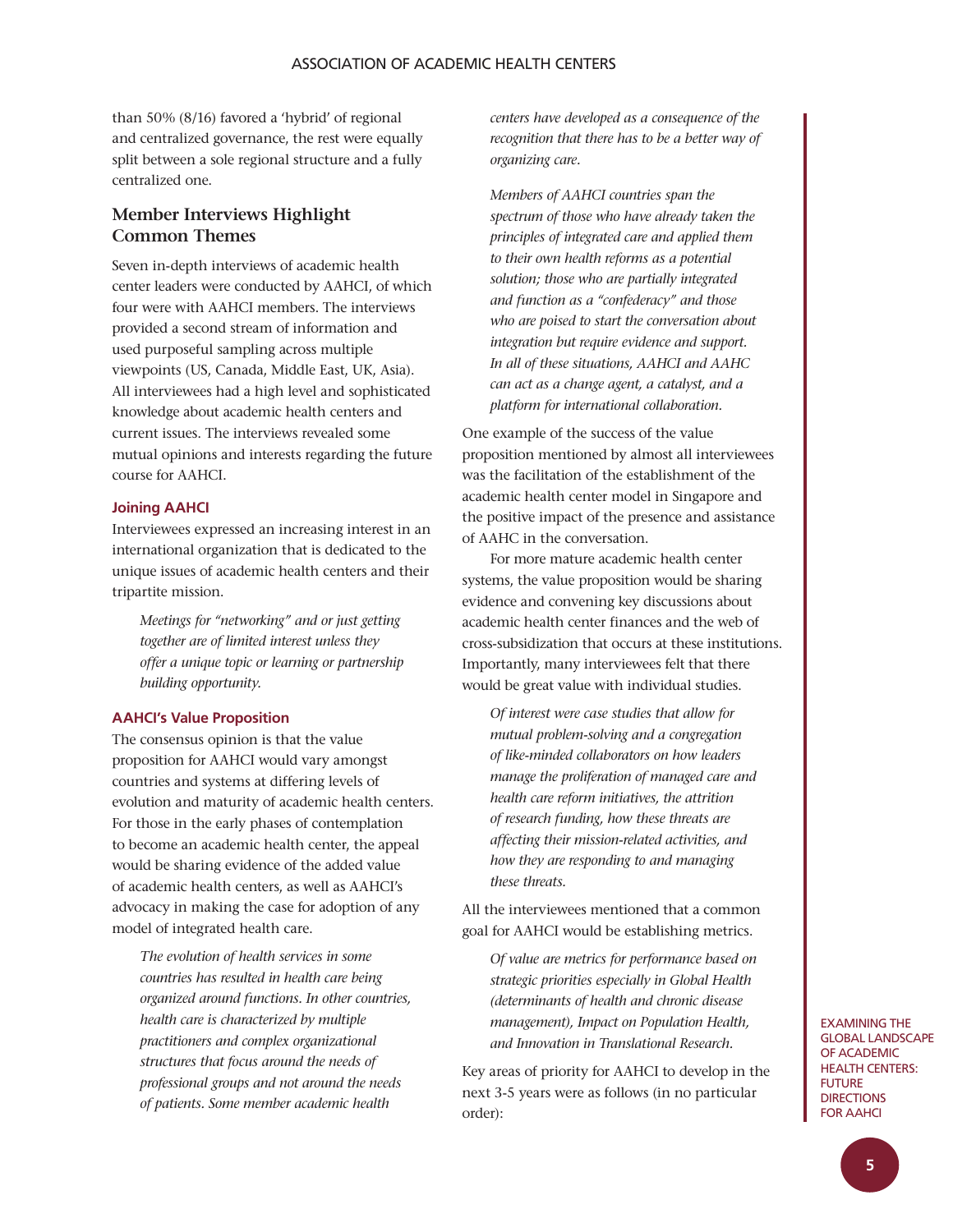than 50% (8/16) favored a 'hybrid' of regional and centralized governance, the rest were equally split between a sole regional structure and a fully centralized one.

## Member Interviews Highlight Common Themes

Seven in-depth interviews of academic health center leaders were conducted by AAHCI, of which four were with AAHCI members. The interviews provided a second stream of information and used purposeful sampling across multiple viewpoints (US, Canada, Middle East, UK, Asia). All interviewees had a high level and sophisticated knowledge about academic health centers and current issues. The interviews revealed some mutual opinions and interests regarding the future course for AAHCI.

### Joining AAHCI

Interviewees expressed an increasing interest in an international organization that is dedicated to the unique issues of academic health centers and their tripartite mission.

> *Meetings for "networking" and or just getting together are of limited interest unless they offer a unique topic or learning or partnership building opportunity.*

### AAHCI's Value Proposition

The consensus opinion is that the value proposition for AAHCI would vary amongst countries and systems at differing levels of evolution and maturity of academic health centers. For those in the early phases of contemplation to become an academic health center, the appeal would be sharing evidence of the added value of academic health centers, as well as AAHCI's advocacy in making the case for adoption of any model of integrated health care.

> *The evolution of health services in some countries has resulted in health care being organized around functions. In other countries, health care is characterized by multiple practitioners and complex organizational structures that focus around the needs of professional groups and not around the needs of patients. Some member academic health centers have developed as a consequence of the recognition that there has to be a better way of organizing care.*
>
> *Members of AAHCI countries span the spectrum of those who have already taken the principles of integrated care and applied them to their own health reforms as a potential solution; those who are partially integrated and function as a "confederacy" and those who are poised to start the conversation about integration but require evidence and support. In all of these situations, AAHCI and AAHC can act as a change agent, a catalyst, and a platform for international collaboration.*

One example of the success of the value proposition mentioned by almost all interviewees was the facilitation of the establishment of the academic health center model in Singapore and the positive impact of the presence and assistance of AAHC in the conversation.

For more mature academic health center systems, the value proposition would be sharing evidence and convening key discussions about academic health center finances and the web of cross-subsidization that occurs at these institutions. Importantly, many interviewees felt that there would be great value with individual studies.

> *Of interest were case studies that allow for mutual problem-solving and a congregation of like-minded collaborators on how leaders manage the proliferation of managed care and health care reform initiatives, the attrition of research funding, how these threats are affecting their mission-related activities, and how they are responding to and managing these threats.*

All the interviewees mentioned that a common goal for AAHCI would be establishing metrics.

> *Of value are metrics for performance based on strategic priorities especially in Global Health (determinants of health and chronic disease management), Impact on Population Health, and Innovation in Translational Research.*

Key areas of priority for AAHCI to develop in the next 3-5 years were as follows (in no particular order):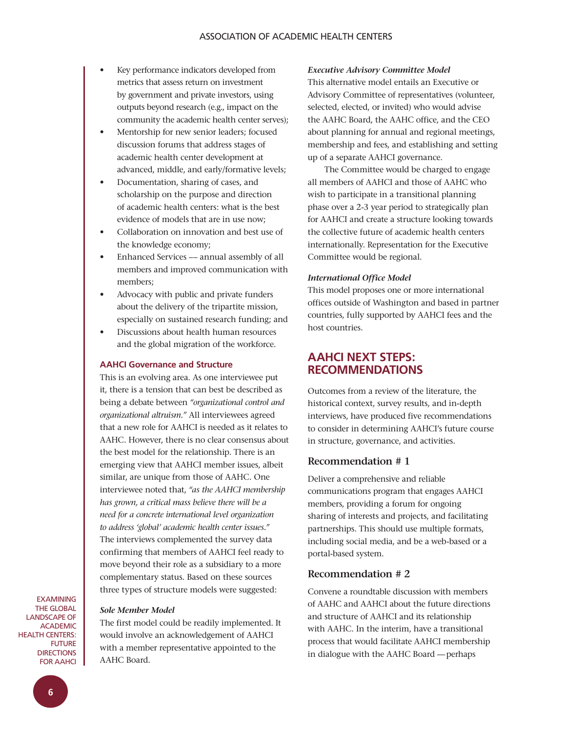- Key performance indicators developed from metrics that assess return on investment by government and private investors, using outputs beyond research (e.g., impact on the community the academic health center serves);
- Mentorship for new senior leaders; focused discussion forums that address stages of academic health center development at advanced, middle, and early/formative levels;
- Documentation, sharing of cases, and scholarship on the purpose and direction of academic health centers: what is the best evidence of models that are in use now;
- Collaboration on innovation and best use of the knowledge economy;
- Enhanced Services –– annual assembly of all members and improved communication with members;
- Advocacy with public and private funders about the delivery of the tripartite mission, especially on sustained research funding; and
- Discussions about health human resources and the global migration of the workforce.

### AAHCI Governance and Structure

This is an evolving area. As one interviewee put it, there is a tension that can best be described as being a debate between *"organizational control and organizational altruism."* All interviewees agreed that a new role for AAHCI is needed as it relates to AAHC. However, there is no clear consensus about the best model for the relationship. There is an emerging view that AAHCI member issues, albeit similar, are unique from those of AAHC. One interviewee noted that, *"as the AAHCI membership has grown, a critical mass believe there will be a need for a concrete international level organization to address 'global' academic health center issues."* The interviews complemented the survey data confirming that members of AAHCI feel ready to move beyond their role as a subsidiary to a more complementary status. Based on these sources three types of structure models were suggested:

***Sole Member Model***

The first model could be readily implemented. It would involve an acknowledgement of AAHCI with a member representative appointed to the AAHC Board.

***Executive Advisory Committee Model***

This alternative model entails an Executive or Advisory Committee of representatives (volunteer, selected, elected, or invited) who would advise the AAHC Board, the AAHC office, and the CEO about planning for annual and regional meetings, membership and fees, and establishing and setting up of a separate AAHCI governance.

The Committee would be charged to engage all members of AAHCI and those of AAHC who wish to participate in a transitional planning phase over a 2-3 year period to strategically plan for AAHCI and create a structure looking towards the collective future of academic health centers internationally. Representation for the Executive Committee would be regional.

***International Office Model***

This model proposes one or more international offices outside of Washington and based in partner countries, fully supported by AAHCI fees and the host countries.

## AAHCI NEXT STEPS: RECOMMENDATIONS

Outcomes from a review of the literature, the historical context, survey results, and in-depth interviews, have produced five recommendations to consider in determining AAHCI's future course in structure, governance, and activities.

### Recommendation # 1

Deliver a comprehensive and reliable communications program that engages AAHCI members, providing a forum for ongoing sharing of interests and projects, and facilitating partnerships. This should use multiple formats, including social media, and be a web-based or a portal-based system.

### Recommendation # 2

Convene a roundtable discussion with members of AAHC and AAHCI about the future directions and structure of AAHCI and its relationship with AAHC. In the interim, have a transitional process that would facilitate AAHCI membership in dialogue with the AAHC Board —perhaps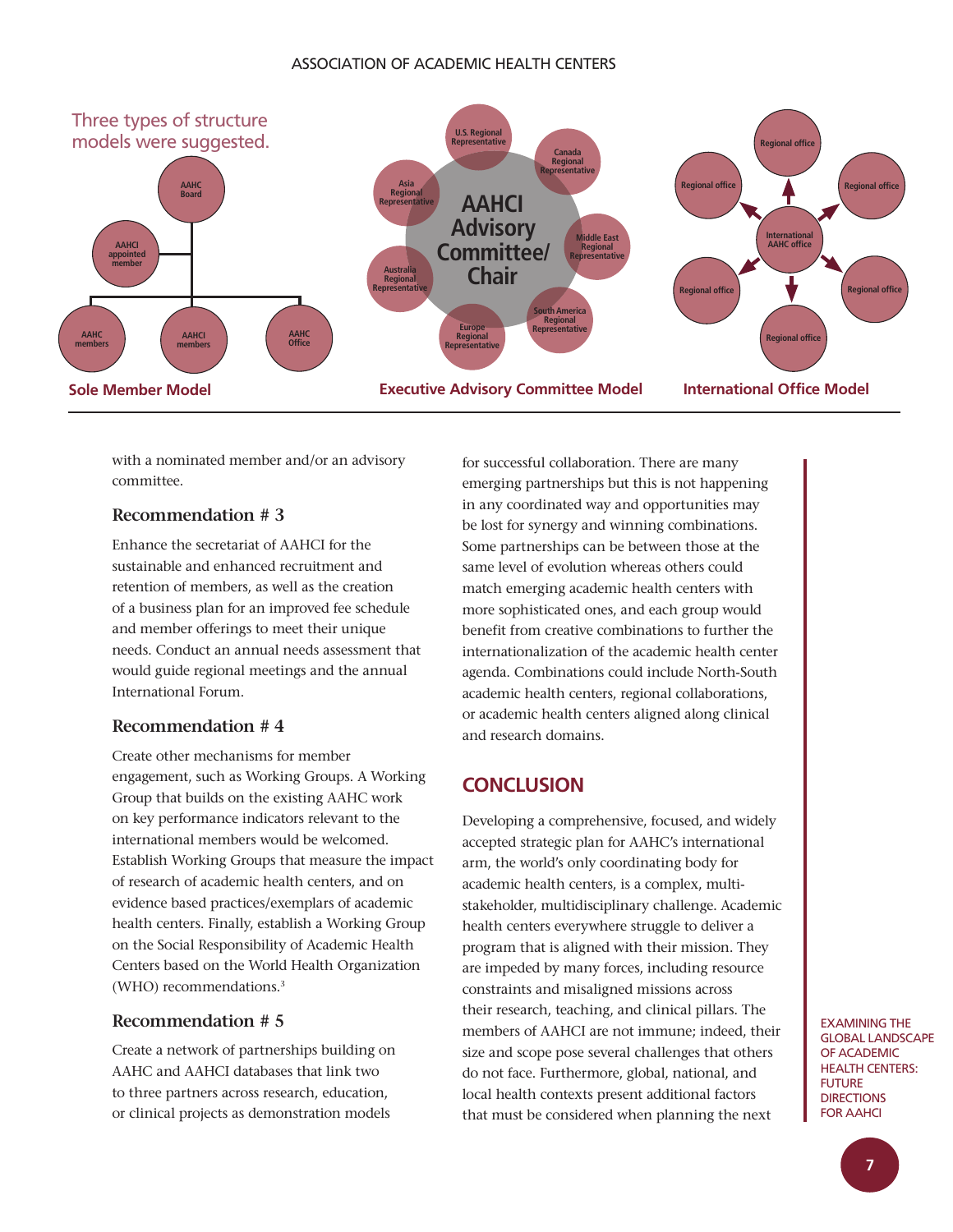Three types of structure models were suggested.

**Sole Member Model** — AAHC Board; AAHCI appointed member; AAHC members; AAHCI members; AAHC Office

**Executive Advisory Committee Model** — AAHCI Advisory Committee/Chair; U.S. Regional Representative; Canada Regional Representative; Middle East Regional Representative; South America Regional Representative; Europe Regional Representative; Australia Regional Representative; Asia Regional Representative

**International Office Model** — International AAHC office; Regional office; Regional office; Regional office; Regional office; Regional office; Regional office

with a nominated member and/or an advisory committee.

### Recommendation # 3

Enhance the secretariat of AAHCI for the sustainable and enhanced recruitment and retention of members, as well as the creation of a business plan for an improved fee schedule and member offerings to meet their unique needs. Conduct an annual needs assessment that would guide regional meetings and the annual International Forum.

### Recommendation # 4

Create other mechanisms for member engagement, such as Working Groups. A Working Group that builds on the existing AAHC work on key performance indicators relevant to the international members would be welcomed. Establish Working Groups that measure the impact of research of academic health centers, and on evidence based practices/exemplars of academic health centers. Finally, establish a Working Group on the Social Responsibility of Academic Health Centers based on the World Health Organization (WHO) recommendations.[3]

### Recommendation # 5

Create a network of partnerships building on AAHC and AAHCI databases that link two to three partners across research, education, or clinical projects as demonstration models for successful collaboration. There are many emerging partnerships but this is not happening in any coordinated way and opportunities may be lost for synergy and winning combinations. Some partnerships can be between those at the same level of evolution whereas others could match emerging academic health centers with more sophisticated ones, and each group would benefit from creative combinations to further the internationalization of the academic health center agenda. Combinations could include North-South academic health centers, regional collaborations, or academic health centers aligned along clinical and research domains.

## CONCLUSION

Developing a comprehensive, focused, and widely accepted strategic plan for AAHC's international arm, the world's only coordinating body for academic health centers, is a complex, multi-stakeholder, multidisciplinary challenge. Academic health centers everywhere struggle to deliver a program that is aligned with their mission. They are impeded by many forces, including resource constraints and misaligned missions across their research, teaching, and clinical pillars. The members of AAHCI are not immune; indeed, their size and scope pose several challenges that others do not face. Furthermore, global, national, and local health contexts present additional factors that must be considered when planning the next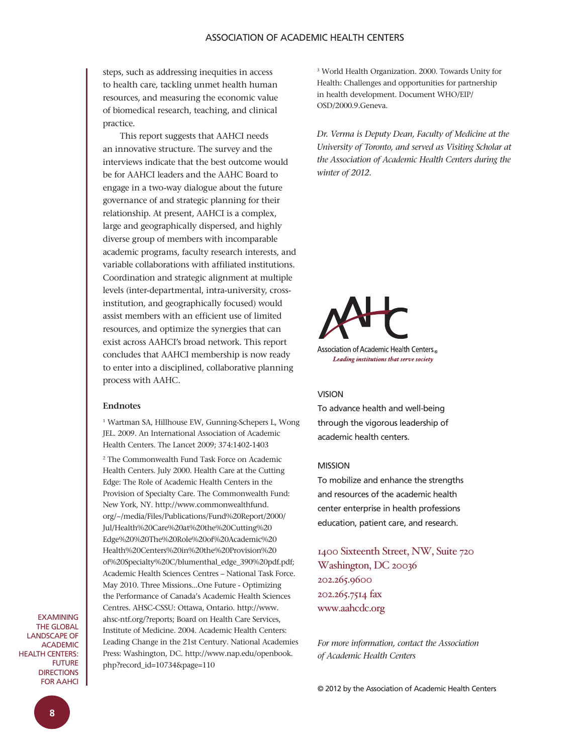steps, such as addressing inequities in access to health care, tackling unmet health human resources, and measuring the economic value of biomedical research, teaching, and clinical practice.

This report suggests that AAHCI needs an innovative structure. The survey and the interviews indicate that the best outcome would be for AAHCI leaders and the AAHC Board to engage in a two-way dialogue about the future governance of and strategic planning for their relationship. At present, AAHCI is a complex, large and geographically dispersed, and highly diverse group of members with incomparable academic programs, faculty research interests, and variable collaborations with affiliated institutions. Coordination and strategic alignment at multiple levels (inter-departmental, intra-university, cross-institution, and geographically focused) would assist members with an efficient use of limited resources, and optimize the synergies that can exist across AAHCI's broad network. This report concludes that AAHCI membership is now ready to enter into a disciplined, collaborative planning process with AAHC.

### Endnotes

[1] Wartman SA, Hillhouse EW, Gunning-Schepers L, Wong JEL. 2009. An International Association of Academic Health Centers. The Lancet 2009; 374:1402-1403

[2] The Commonwealth Fund Task Force on Academic Health Centers. July 2000. Health Care at the Cutting Edge: The Role of Academic Health Centers in the Provision of Specialty Care. The Commonwealth Fund: New York, NY. http://www.commonwealthfund.org/~/media/Files/Publications/Fund%20Report/2000/Jul/Health%20Care%20at%20the%20Cutting%20Edge%20%20The%20Role%20of%20Academic%20Health%20Centers%20in%20the%20Provision%20of%20Specialty%20C/blumenthal_edge_390%20pdf.pdf; Academic Health Sciences Centres – National Task Force. May 2010. Three Missions...One Future - Optimizing the Performance of Canada's Academic Health Sciences Centres. AHSC-CSSU: Ottawa, Ontario. http://www.ahsc-ntf.org/?reports; Board on Health Care Services, Institute of Medicine. 2004. Academic Health Centers: Leading Change in the 21st Century. National Academies Press: Washington, DC. http://www.nap.edu/openbook.php?record_id=10734&page=110

[3] World Health Organization. 2000. Towards Unity for Health: Challenges and opportunities for partnership in health development. Document WHO/EIP/OSD/2000.9.Geneva.

*Dr. Verma is Deputy Dean, Faculty of Medicine at the University of Toronto, and served as Visiting Scholar at the Association of Academic Health Centers during the winter of 2012.*

AAHC

Association of Academic Health Centers®

*Leading institutions that serve society*

VISION

To advance health and well-being through the vigorous leadership of academic health centers.

MISSION

To mobilize and enhance the strengths and resources of the academic health center enterprise in health professions education, patient care, and research.

1400 Sixteenth Street, NW, Suite 720
Washington, DC 20036
202.265.9600
202.265.7514 fax
www.aahcdc.org

*For more information, contact the Association of Academic Health Centers*

© 2012 by the Association of Academic Health Centers